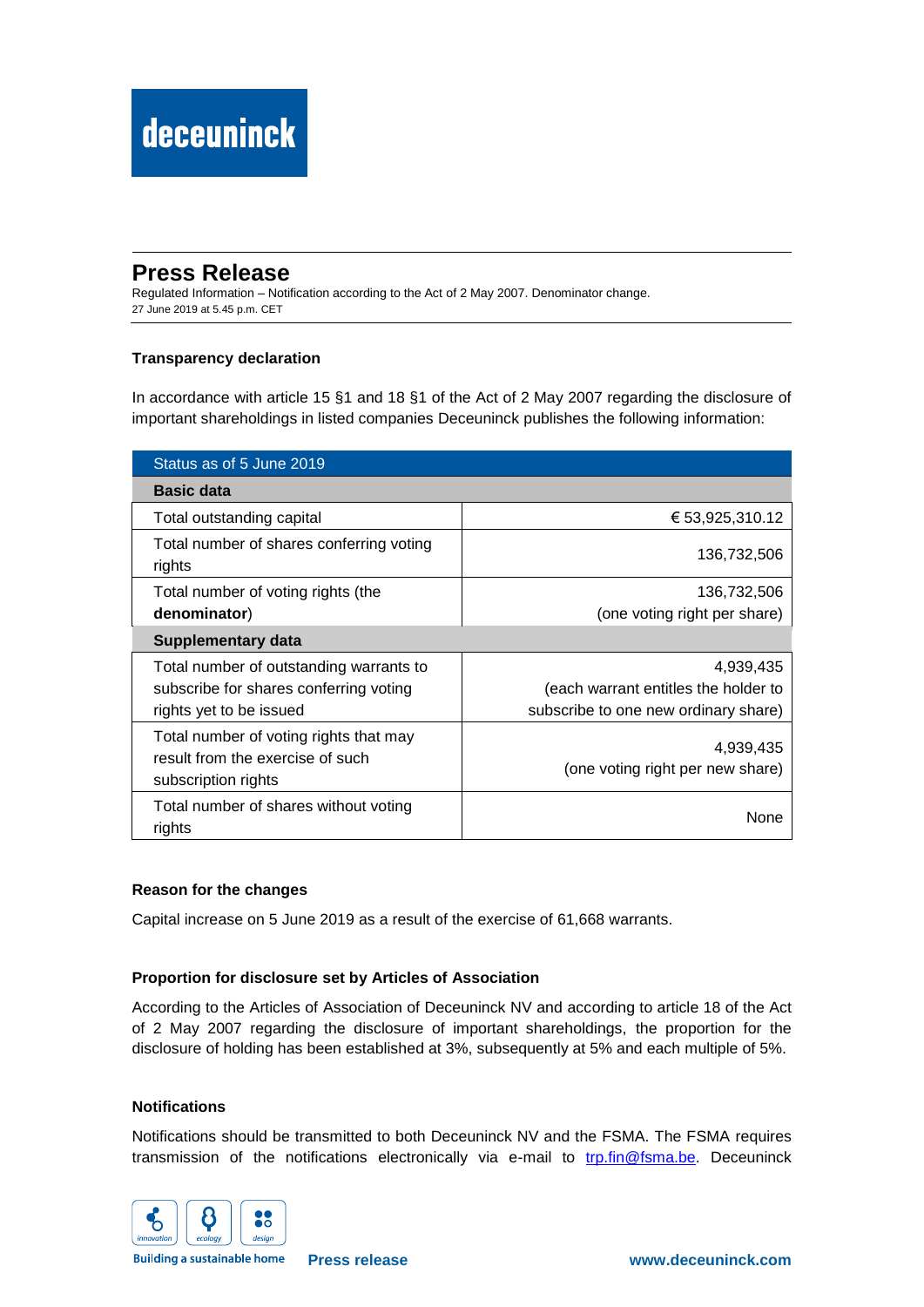# Press Release

Regulated Information – Notification according to the Act of 2 May 2007. Denominator change.
27 June 2019 at 5.45 p.m. CET

### Transparency declaration

In accordance with article 15 §1 and 18 §1 of the Act of 2 May 2007 regarding the disclosure of important shareholdings in listed companies Deceuninck publishes the following information:

| Status as of 5 June 2019 | |
|---|---|
| **Basic data** | |
| Total outstanding capital | € 53,925,310.12 |
| Total number of shares conferring voting rights | 136,732,506 |
| Total number of voting rights (the **denominator**) | 136,732,506 (one voting right per share) |
| **Supplementary data** | |
| Total number of outstanding warrants to subscribe for shares conferring voting rights yet to be issued | 4,939,435 (each warrant entitles the holder to subscribe to one new ordinary share) |
| Total number of voting rights that may result from the exercise of such subscription rights | 4,939,435 (one voting right per new share) |
| Total number of shares without voting rights | None |

### Reason for the changes

Capital increase on 5 June 2019 as a result of the exercise of 61,668 warrants.

### Proportion for disclosure set by Articles of Association

According to the Articles of Association of Deceuninck NV and according to article 18 of the Act of 2 May 2007 regarding the disclosure of important shareholdings, the proportion for the disclosure of holding has been established at 3%, subsequently at 5% and each multiple of 5%.

### Notifications

Notifications should be transmitted to both Deceuninck NV and the FSMA. The FSMA requires transmission of the notifications electronically via e-mail to trp.fin@fsma.be. Deceuninck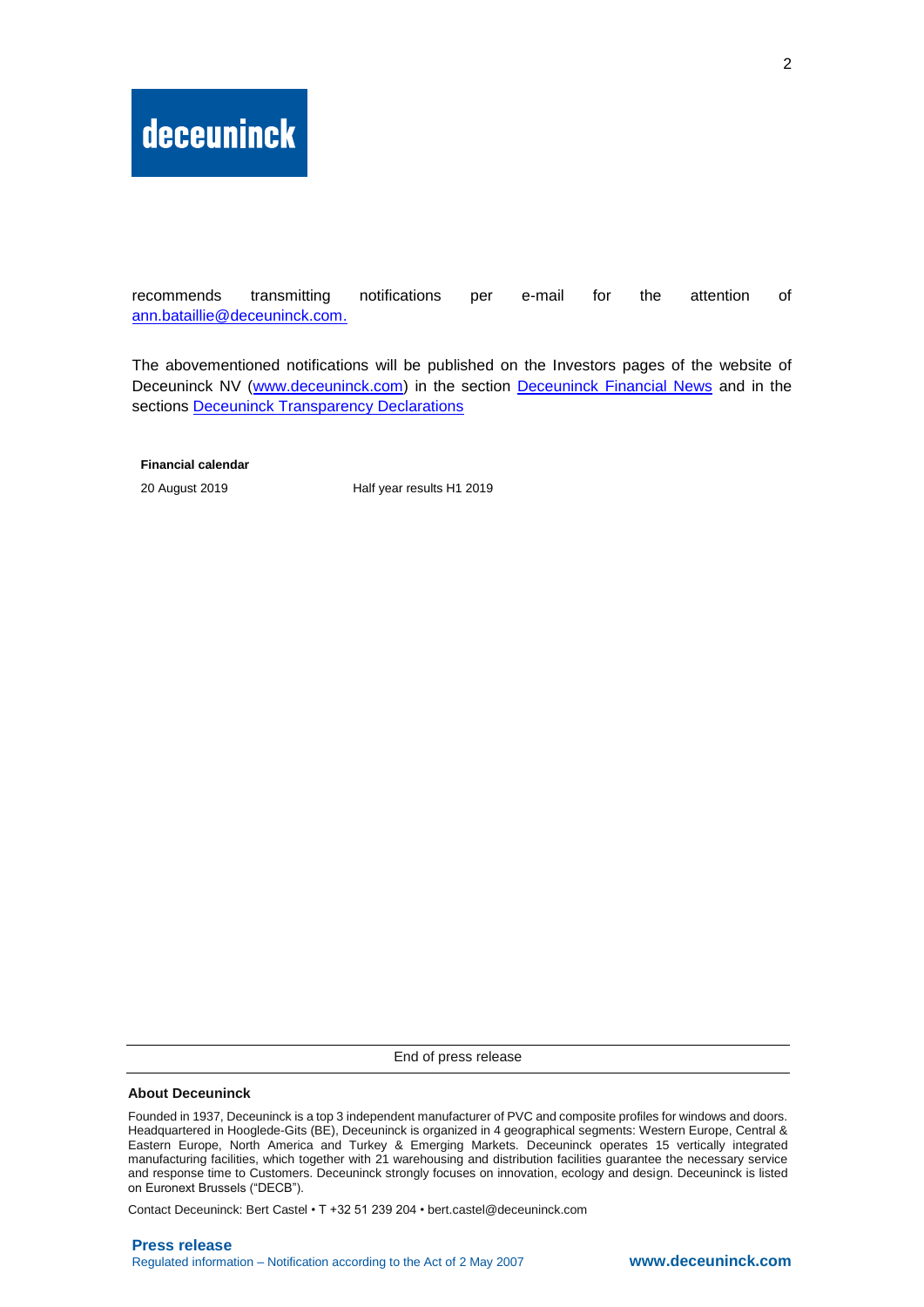recommends transmitting notifications per e-mail for the attention of ann.bataillie@deceuninck.com.

The abovementioned notifications will be published on the Investors pages of the website of Deceuninck NV (www.deceuninck.com) in the section Deceuninck Financial News and in the sections Deceuninck Transparency Declarations

**Financial calendar**

| | |
|---|---|
| 20 August 2019 | Half year results H1 2019 |

End of press release

**About Deceuninck**

Founded in 1937, Deceuninck is a top 3 independent manufacturer of PVC and composite profiles for windows and doors. Headquartered in Hooglede-Gits (BE), Deceuninck is organized in 4 geographical segments: Western Europe, Central & Eastern Europe, North America and Turkey & Emerging Markets. Deceuninck operates 15 vertically integrated manufacturing facilities, which together with 21 warehousing and distribution facilities guarantee the necessary service and response time to Customers. Deceuninck strongly focuses on innovation, ecology and design. Deceuninck is listed on Euronext Brussels ("DECB").

Contact Deceuninck: Bert Castel • T +32 51 239 204 • bert.castel@deceuninck.com